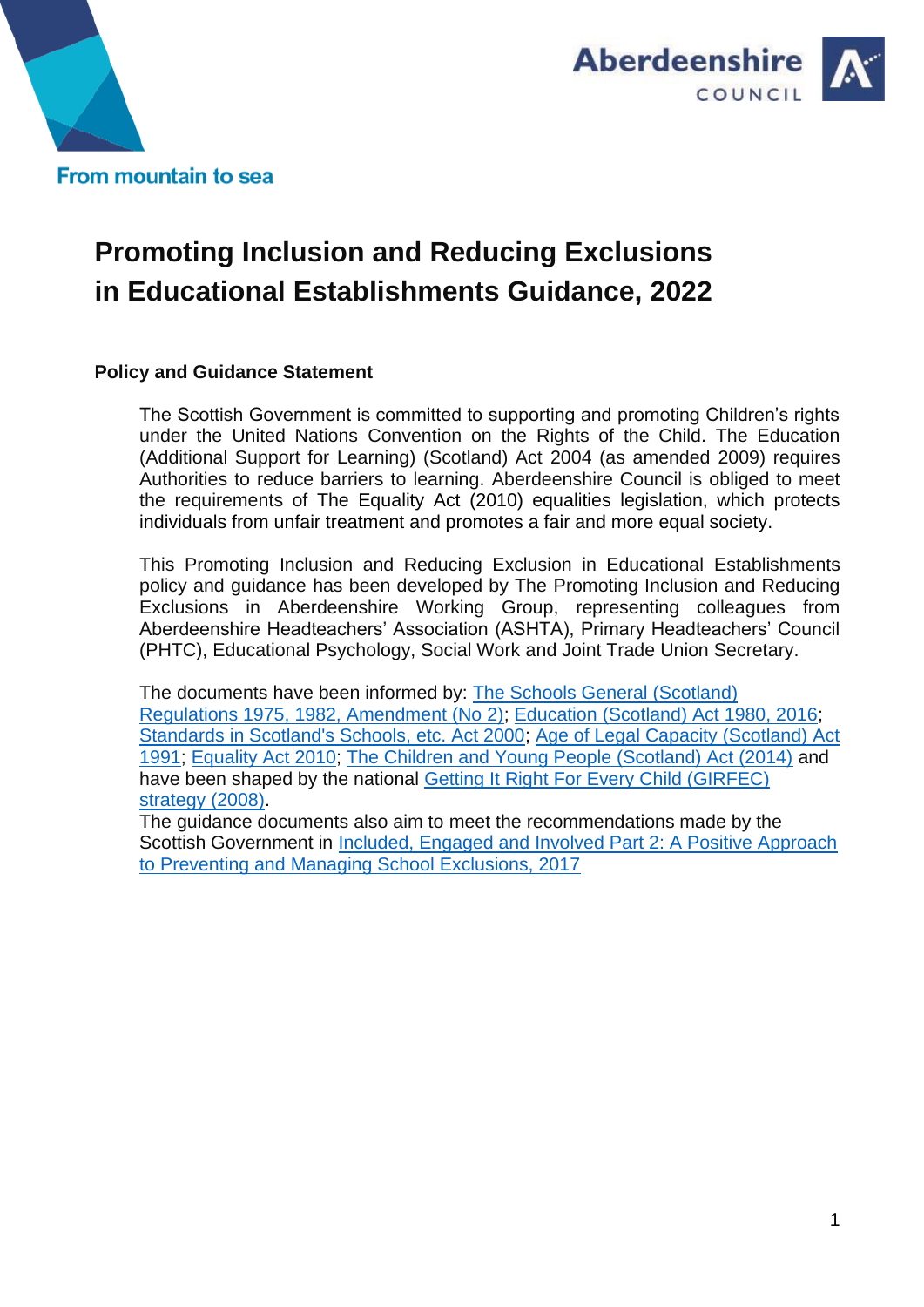From mountain to sea

# Promoting Inclusion and Reducing Exclusions in Educational Establishments Guidance, 2022

**Policy and Guidance Statement**

The Scottish Government is committed to supporting and promoting Children's rights under the United Nations Convention on the Rights of the Child. The Education (Additional Support for Learning) (Scotland) Act 2004 (as amended 2009) requires Authorities to reduce barriers to learning. Aberdeenshire Council is obliged to meet the requirements of The Equality Act (2010) equalities legislation, which protects individuals from unfair treatment and promotes a fair and more equal society.

This Promoting Inclusion and Reducing Exclusion in Educational Establishments policy and guidance has been developed by The Promoting Inclusion and Reducing Exclusions in Aberdeenshire Working Group, representing colleagues from Aberdeenshire Headteachers' Association (ASHTA), Primary Headteachers' Council (PHTC), Educational Psychology, Social Work and Joint Trade Union Secretary.

The documents have been informed by: The Schools General (Scotland) Regulations 1975, 1982, Amendment (No 2); Education (Scotland) Act 1980, 2016; Standards in Scotland's Schools, etc. Act 2000; Age of Legal Capacity (Scotland) Act 1991; Equality Act 2010; The Children and Young People (Scotland) Act (2014) and have been shaped by the national Getting It Right For Every Child (GIRFEC) strategy (2008).
The guidance documents also aim to meet the recommendations made by the Scottish Government in Included, Engaged and Involved Part 2: A Positive Approach to Preventing and Managing School Exclusions, 2017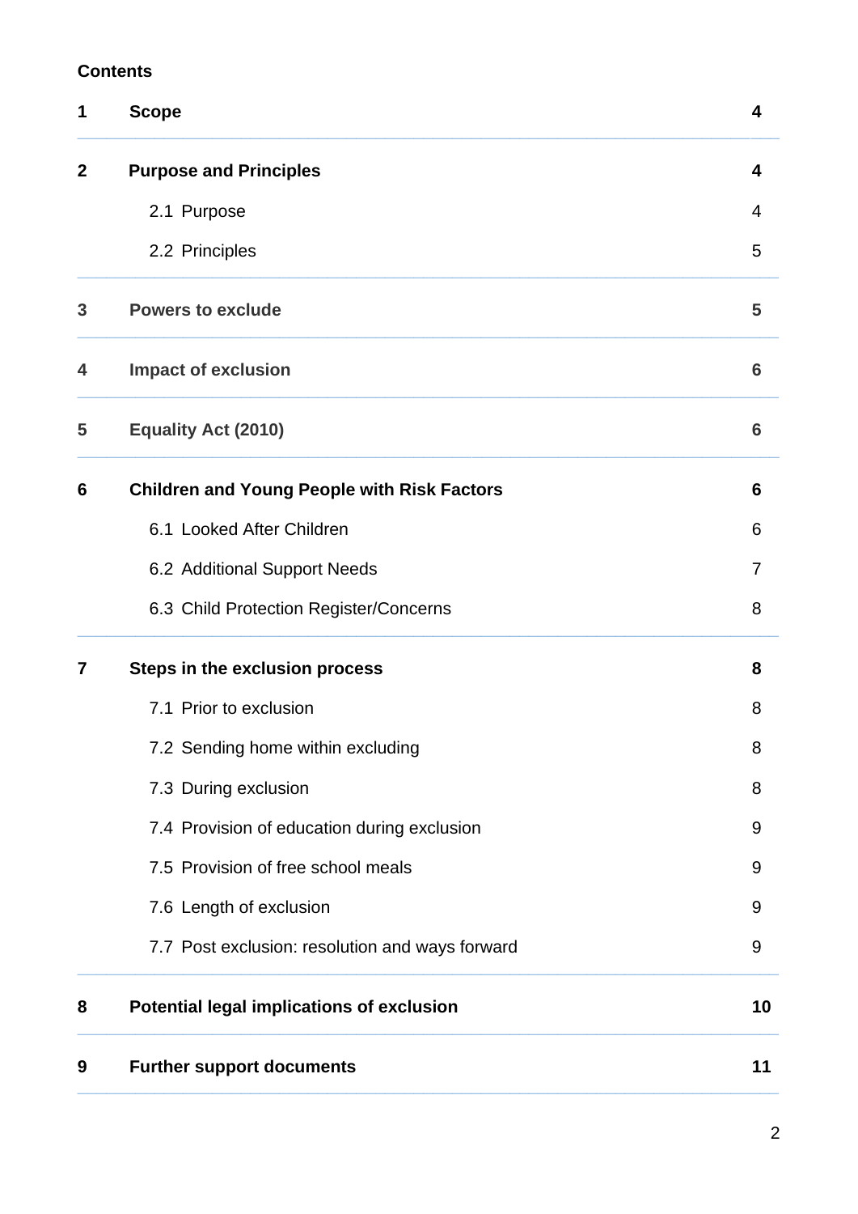**Contents**

| | | |
|---|---|---|
| **1** | **Scope** | **4** |
| **2** | **Purpose and Principles** | **4** |
| | 2.1 Purpose | 4 |
| | 2.2 Principles | 5 |
| **3** | **Powers to exclude** | **5** |
| **4** | **Impact of exclusion** | **6** |
| **5** | **Equality Act (2010)** | **6** |
| **6** | **Children and Young People with Risk Factors** | **6** |
| | 6.1 Looked After Children | 6 |
| | 6.2 Additional Support Needs | 7 |
| | 6.3 Child Protection Register/Concerns | 8 |
| **7** | **Steps in the exclusion process** | **8** |
| | 7.1 Prior to exclusion | 8 |
| | 7.2 Sending home within excluding | 8 |
| | 7.3 During exclusion | 8 |
| | 7.4 Provision of education during exclusion | 9 |
| | 7.5 Provision of free school meals | 9 |
| | 7.6 Length of exclusion | 9 |
| | 7.7 Post exclusion: resolution and ways forward | 9 |
| **8** | **Potential legal implications of exclusion** | **10** |
| **9** | **Further support documents** | **11** |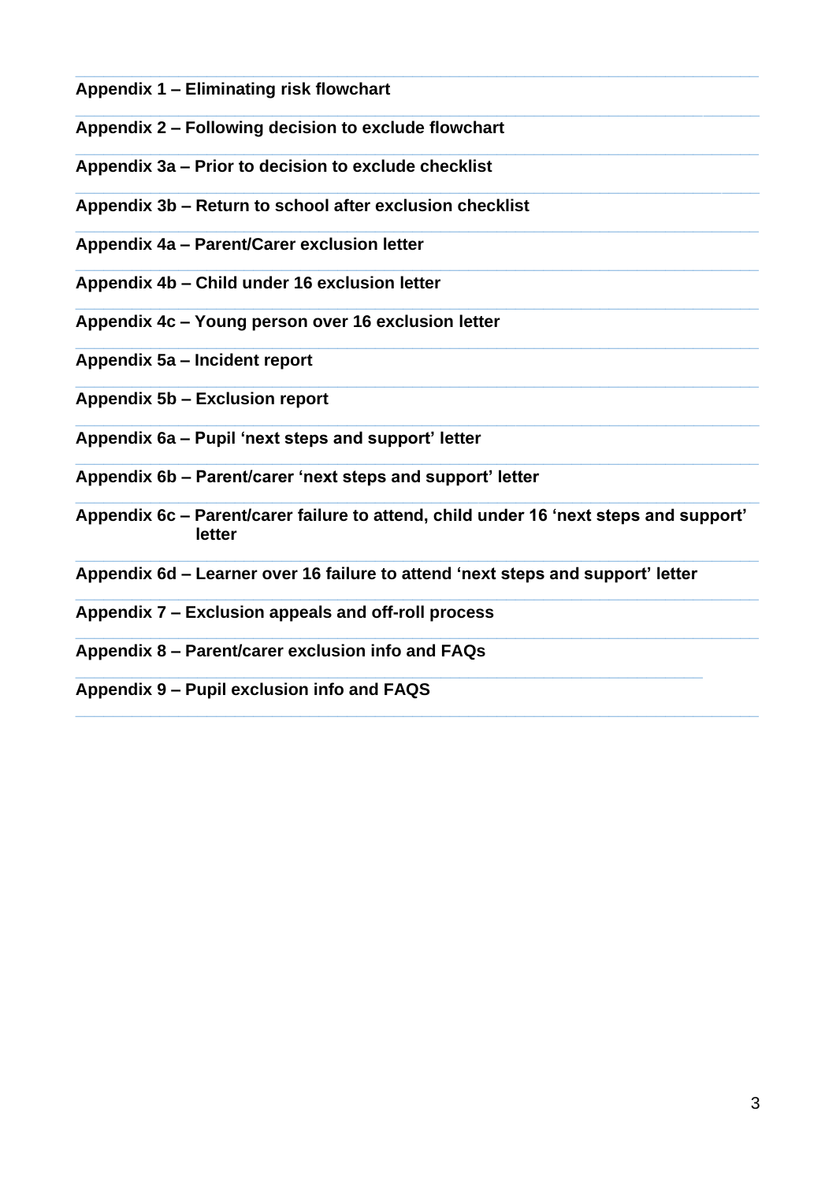**Appendix 1 – Eliminating risk flowchart**

**Appendix 2 – Following decision to exclude flowchart**

**Appendix 3a – Prior to decision to exclude checklist**

**Appendix 3b – Return to school after exclusion checklist**

**Appendix 4a – Parent/Carer exclusion letter**

**Appendix 4b – Child under 16 exclusion letter**

**Appendix 4c – Young person over 16 exclusion letter**

**Appendix 5a – Incident report**

**Appendix 5b – Exclusion report**

**Appendix 6a – Pupil 'next steps and support' letter**

**Appendix 6b – Parent/carer 'next steps and support' letter**

**Appendix 6c – Parent/carer failure to attend, child under 16 'next steps and support' letter**

**Appendix 6d – Learner over 16 failure to attend 'next steps and support' letter**

**Appendix 7 – Exclusion appeals and off-roll process**

**Appendix 8 – Parent/carer exclusion info and FAQs**

**Appendix 9 – Pupil exclusion info and FAQS**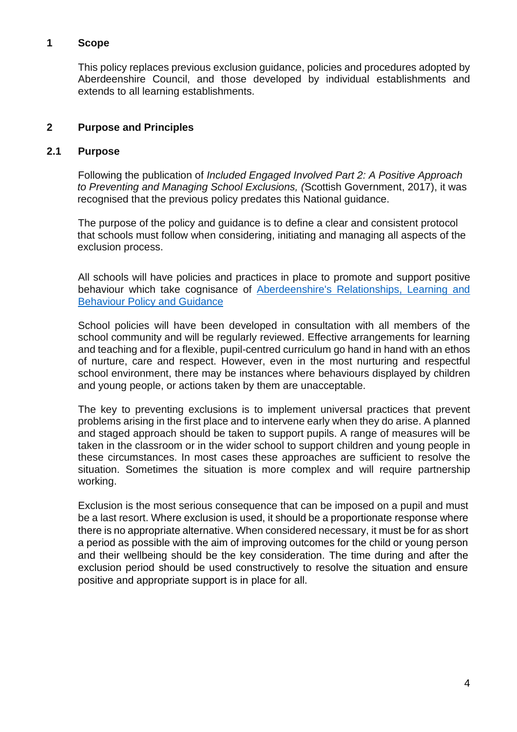## 1 Scope

This policy replaces previous exclusion guidance, policies and procedures adopted by Aberdeenshire Council, and those developed by individual establishments and extends to all learning establishments.

## 2 Purpose and Principles

### 2.1 Purpose

Following the publication of *Included Engaged Involved Part 2: A Positive Approach to Preventing and Managing School Exclusions, (*Scottish Government, 2017), it was recognised that the previous policy predates this National guidance.

The purpose of the policy and guidance is to define a clear and consistent protocol that schools must follow when considering, initiating and managing all aspects of the exclusion process.

All schools will have policies and practices in place to promote and support positive behaviour which take cognisance of Aberdeenshire's Relationships, Learning and Behaviour Policy and Guidance

School policies will have been developed in consultation with all members of the school community and will be regularly reviewed. Effective arrangements for learning and teaching and for a flexible, pupil-centred curriculum go hand in hand with an ethos of nurture, care and respect. However, even in the most nurturing and respectful school environment, there may be instances where behaviours displayed by children and young people, or actions taken by them are unacceptable.

The key to preventing exclusions is to implement universal practices that prevent problems arising in the first place and to intervene early when they do arise. A planned and staged approach should be taken to support pupils. A range of measures will be taken in the classroom or in the wider school to support children and young people in these circumstances. In most cases these approaches are sufficient to resolve the situation. Sometimes the situation is more complex and will require partnership working.

Exclusion is the most serious consequence that can be imposed on a pupil and must be a last resort. Where exclusion is used, it should be a proportionate response where there is no appropriate alternative. When considered necessary, it must be for as short a period as possible with the aim of improving outcomes for the child or young person and their wellbeing should be the key consideration. The time during and after the exclusion period should be used constructively to resolve the situation and ensure positive and appropriate support is in place for all.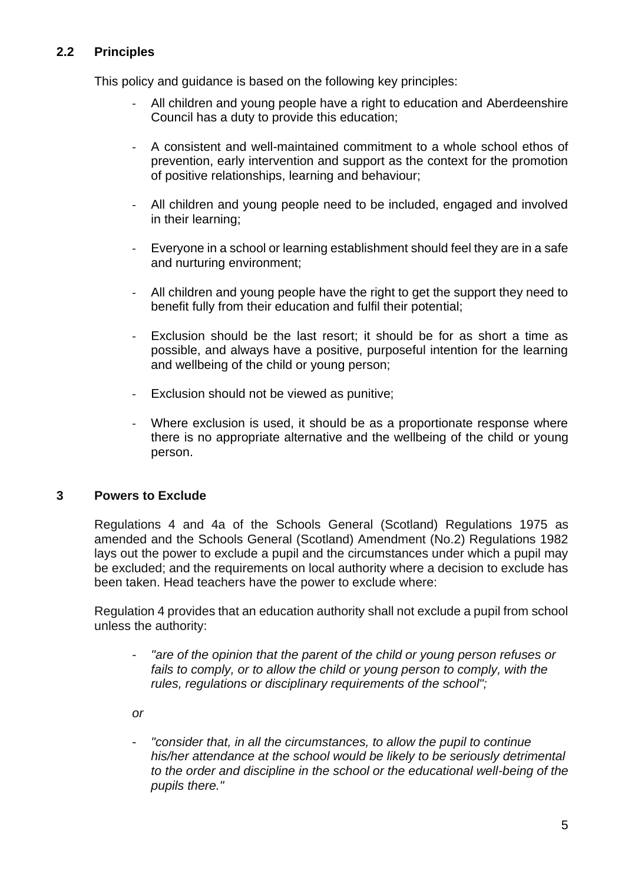### 2.2 Principles

This policy and guidance is based on the following key principles:

- All children and young people have a right to education and Aberdeenshire Council has a duty to provide this education;
- A consistent and well-maintained commitment to a whole school ethos of prevention, early intervention and support as the context for the promotion of positive relationships, learning and behaviour;
- All children and young people need to be included, engaged and involved in their learning;
- Everyone in a school or learning establishment should feel they are in a safe and nurturing environment;
- All children and young people have the right to get the support they need to benefit fully from their education and fulfil their potential;
- Exclusion should be the last resort; it should be for as short a time as possible, and always have a positive, purposeful intention for the learning and wellbeing of the child or young person;
- Exclusion should not be viewed as punitive;
- Where exclusion is used, it should be as a proportionate response where there is no appropriate alternative and the wellbeing of the child or young person.

## 3 Powers to Exclude

Regulations 4 and 4a of the Schools General (Scotland) Regulations 1975 as amended and the Schools General (Scotland) Amendment (No.2) Regulations 1982 lays out the power to exclude a pupil and the circumstances under which a pupil may be excluded; and the requirements on local authority where a decision to exclude has been taken. Head teachers have the power to exclude where:

Regulation 4 provides that an education authority shall not exclude a pupil from school unless the authority:

- *"are of the opinion that the parent of the child or young person refuses or fails to comply, or to allow the child or young person to comply, with the rules, regulations or disciplinary requirements of the school";*

*or*

- *"consider that, in all the circumstances, to allow the pupil to continue his/her attendance at the school would be likely to be seriously detrimental to the order and discipline in the school or the educational well-being of the pupils there."*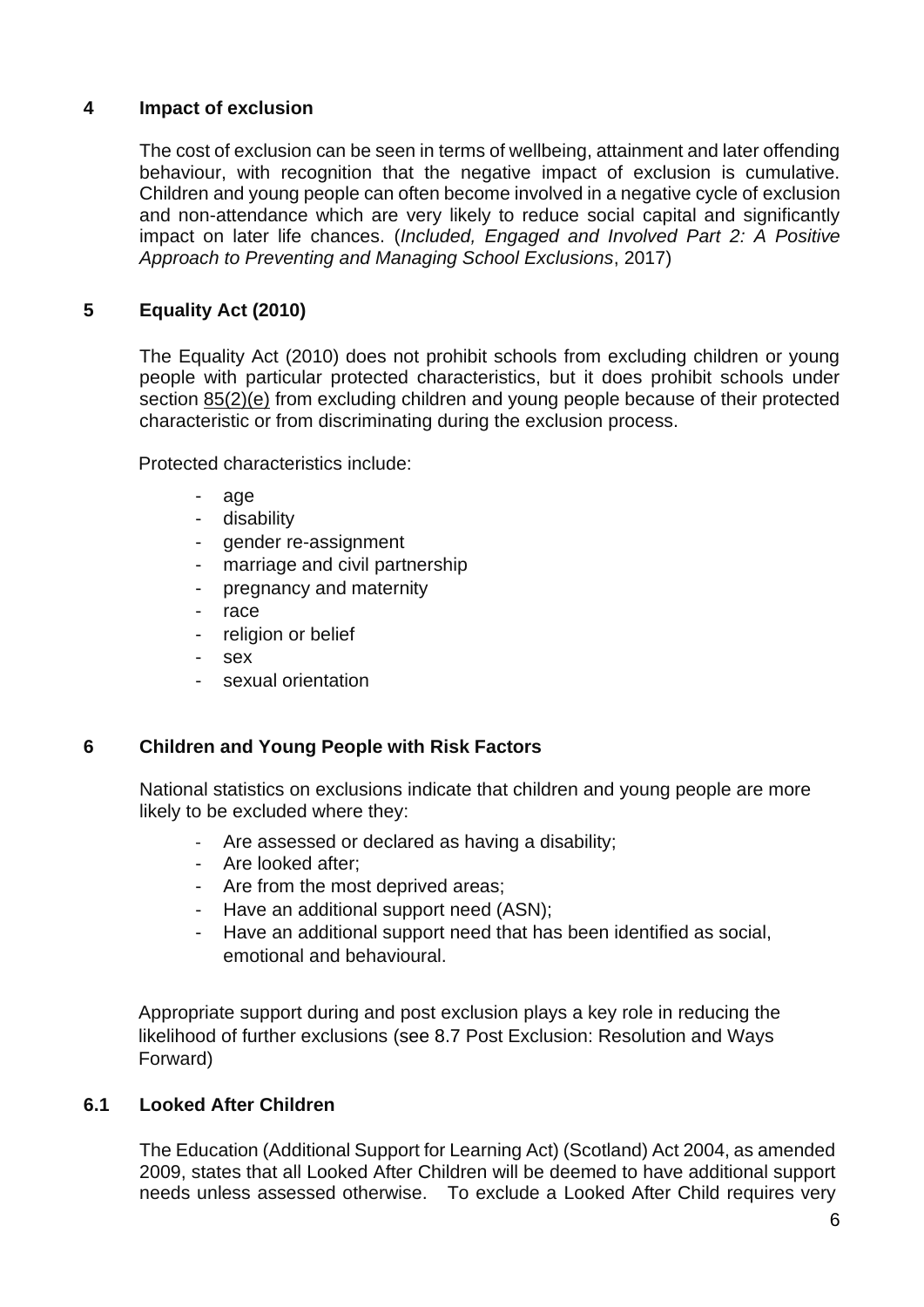## 4 Impact of exclusion

The cost of exclusion can be seen in terms of wellbeing, attainment and later offending behaviour, with recognition that the negative impact of exclusion is cumulative. Children and young people can often become involved in a negative cycle of exclusion and non-attendance which are very likely to reduce social capital and significantly impact on later life chances. (*Included, Engaged and Involved Part 2: A Positive Approach to Preventing and Managing School Exclusions*, 2017)

## 5 Equality Act (2010)

The Equality Act (2010) does not prohibit schools from excluding children or young people with particular protected characteristics, but it does prohibit schools under section 85(2)(e) from excluding children and young people because of their protected characteristic or from discriminating during the exclusion process.

Protected characteristics include:

- age
- disability
- gender re-assignment
- marriage and civil partnership
- pregnancy and maternity
- race
- religion or belief
- sex
- sexual orientation

## 6 Children and Young People with Risk Factors

National statistics on exclusions indicate that children and young people are more likely to be excluded where they:

- Are assessed or declared as having a disability;
- Are looked after;
- Are from the most deprived areas;
- Have an additional support need (ASN);
- Have an additional support need that has been identified as social, emotional and behavioural.

Appropriate support during and post exclusion plays a key role in reducing the likelihood of further exclusions (see 8.7 Post Exclusion: Resolution and Ways Forward)

### 6.1 Looked After Children

The Education (Additional Support for Learning Act) (Scotland) Act 2004, as amended 2009, states that all Looked After Children will be deemed to have additional support needs unless assessed otherwise. To exclude a Looked After Child requires very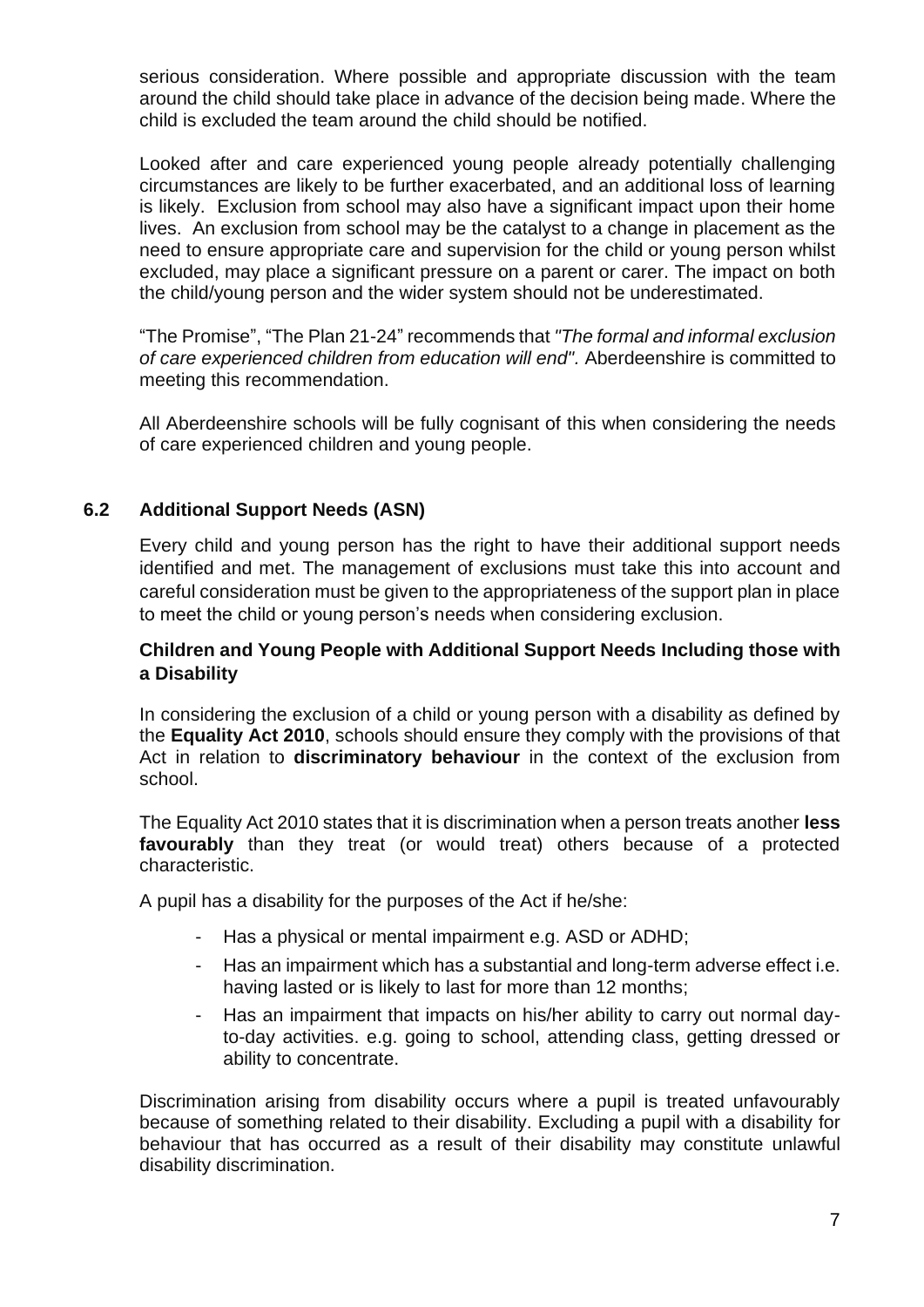serious consideration. Where possible and appropriate discussion with the team around the child should take place in advance of the decision being made. Where the child is excluded the team around the child should be notified.

Looked after and care experienced young people already potentially challenging circumstances are likely to be further exacerbated, and an additional loss of learning is likely. Exclusion from school may also have a significant impact upon their home lives. An exclusion from school may be the catalyst to a change in placement as the need to ensure appropriate care and supervision for the child or young person whilst excluded, may place a significant pressure on a parent or carer. The impact on both the child/young person and the wider system should not be underestimated.

"The Promise", "The Plan 21-24" recommends that *"The formal and informal exclusion of care experienced children from education will end".* Aberdeenshire is committed to meeting this recommendation.

All Aberdeenshire schools will be fully cognisant of this when considering the needs of care experienced children and young people.

## 6.2 Additional Support Needs (ASN)

Every child and young person has the right to have their additional support needs identified and met. The management of exclusions must take this into account and careful consideration must be given to the appropriateness of the support plan in place to meet the child or young person's needs when considering exclusion.

### Children and Young People with Additional Support Needs Including those with a Disability

In considering the exclusion of a child or young person with a disability as defined by the **Equality Act 2010**, schools should ensure they comply with the provisions of that Act in relation to **discriminatory behaviour** in the context of the exclusion from school.

The Equality Act 2010 states that it is discrimination when a person treats another **less favourably** than they treat (or would treat) others because of a protected characteristic.

A pupil has a disability for the purposes of the Act if he/she:

- Has a physical or mental impairment e.g. ASD or ADHD;
- Has an impairment which has a substantial and long-term adverse effect i.e. having lasted or is likely to last for more than 12 months;
- Has an impairment that impacts on his/her ability to carry out normal day-to-day activities. e.g. going to school, attending class, getting dressed or ability to concentrate.

Discrimination arising from disability occurs where a pupil is treated unfavourably because of something related to their disability. Excluding a pupil with a disability for behaviour that has occurred as a result of their disability may constitute unlawful disability discrimination.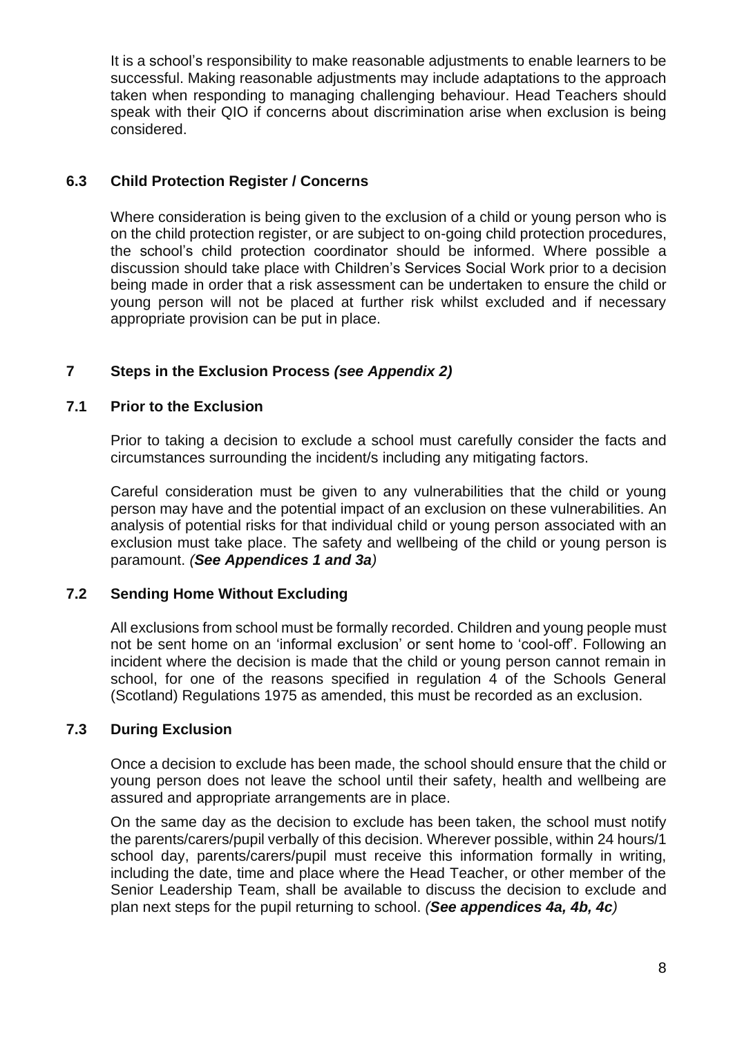It is a school's responsibility to make reasonable adjustments to enable learners to be successful. Making reasonable adjustments may include adaptations to the approach taken when responding to managing challenging behaviour. Head Teachers should speak with their QIO if concerns about discrimination arise when exclusion is being considered.

### 6.3 Child Protection Register / Concerns

Where consideration is being given to the exclusion of a child or young person who is on the child protection register, or are subject to on-going child protection procedures, the school's child protection coordinator should be informed. Where possible a discussion should take place with Children's Services Social Work prior to a decision being made in order that a risk assessment can be undertaken to ensure the child or young person will not be placed at further risk whilst excluded and if necessary appropriate provision can be put in place.

## 7 Steps in the Exclusion Process *(see Appendix 2)*

### 7.1 Prior to the Exclusion

Prior to taking a decision to exclude a school must carefully consider the facts and circumstances surrounding the incident/s including any mitigating factors.

Careful consideration must be given to any vulnerabilities that the child or young person may have and the potential impact of an exclusion on these vulnerabilities. An analysis of potential risks for that individual child or young person associated with an exclusion must take place. The safety and wellbeing of the child or young person is paramount. *(**See Appendices 1 and 3a**)*

### 7.2 Sending Home Without Excluding

All exclusions from school must be formally recorded. Children and young people must not be sent home on an 'informal exclusion' or sent home to 'cool-off'. Following an incident where the decision is made that the child or young person cannot remain in school, for one of the reasons specified in regulation 4 of the Schools General (Scotland) Regulations 1975 as amended, this must be recorded as an exclusion.

### 7.3 During Exclusion

Once a decision to exclude has been made, the school should ensure that the child or young person does not leave the school until their safety, health and wellbeing are assured and appropriate arrangements are in place.

On the same day as the decision to exclude has been taken, the school must notify the parents/carers/pupil verbally of this decision. Wherever possible, within 24 hours/1 school day, parents/carers/pupil must receive this information formally in writing, including the date, time and place where the Head Teacher, or other member of the Senior Leadership Team, shall be available to discuss the decision to exclude and plan next steps for the pupil returning to school. *(**See appendices 4a, 4b, 4c**)*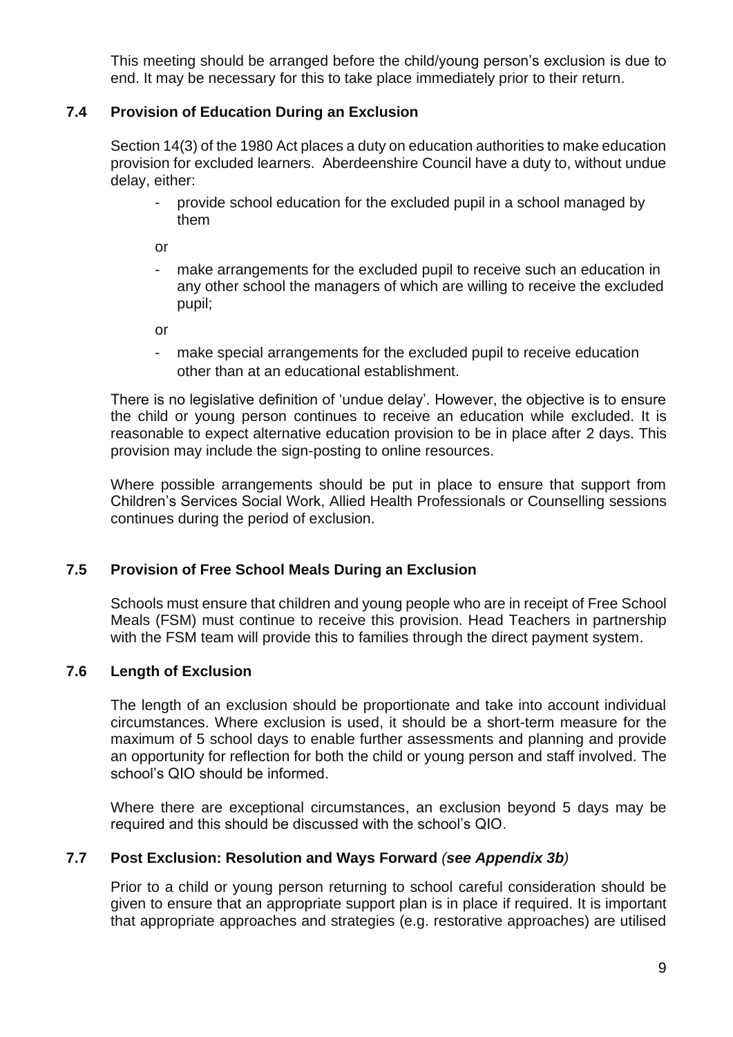This meeting should be arranged before the child/young person's exclusion is due to end. It may be necessary for this to take place immediately prior to their return.

### 7.4 Provision of Education During an Exclusion

Section 14(3) of the 1980 Act places a duty on education authorities to make education provision for excluded learners. Aberdeenshire Council have a duty to, without undue delay, either:

- provide school education for the excluded pupil in a school managed by them

or

- make arrangements for the excluded pupil to receive such an education in any other school the managers of which are willing to receive the excluded pupil;

or

- make special arrangements for the excluded pupil to receive education other than at an educational establishment.

There is no legislative definition of 'undue delay'. However, the objective is to ensure the child or young person continues to receive an education while excluded. It is reasonable to expect alternative education provision to be in place after 2 days. This provision may include the sign-posting to online resources.

Where possible arrangements should be put in place to ensure that support from Children's Services Social Work, Allied Health Professionals or Counselling sessions continues during the period of exclusion.

### 7.5 Provision of Free School Meals During an Exclusion

Schools must ensure that children and young people who are in receipt of Free School Meals (FSM) must continue to receive this provision. Head Teachers in partnership with the FSM team will provide this to families through the direct payment system.

### 7.6 Length of Exclusion

The length of an exclusion should be proportionate and take into account individual circumstances. Where exclusion is used, it should be a short-term measure for the maximum of 5 school days to enable further assessments and planning and provide an opportunity for reflection for both the child or young person and staff involved. The school's QIO should be informed.

Where there are exceptional circumstances, an exclusion beyond 5 days may be required and this should be discussed with the school's QIO.

### 7.7 Post Exclusion: Resolution and Ways Forward *(see Appendix 3b)*

Prior to a child or young person returning to school careful consideration should be given to ensure that an appropriate support plan is in place if required. It is important that appropriate approaches and strategies (e.g. restorative approaches) are utilised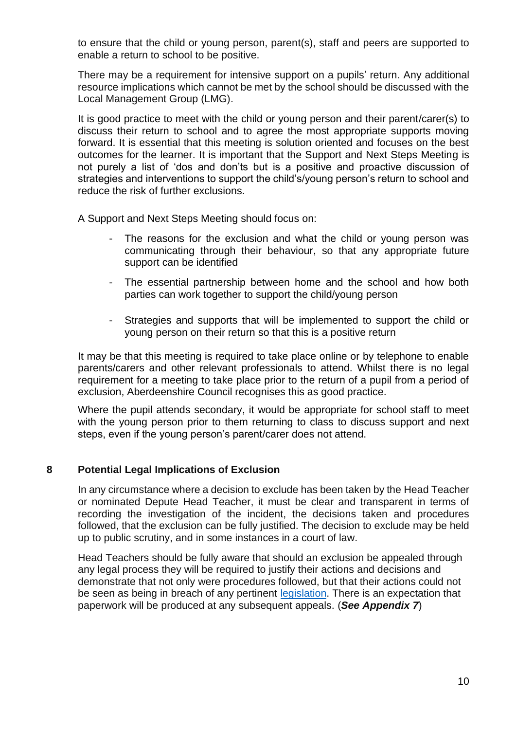to ensure that the child or young person, parent(s), staff and peers are supported to enable a return to school to be positive.

There may be a requirement for intensive support on a pupils' return. Any additional resource implications which cannot be met by the school should be discussed with the Local Management Group (LMG).

It is good practice to meet with the child or young person and their parent/carer(s) to discuss their return to school and to agree the most appropriate supports moving forward. It is essential that this meeting is solution oriented and focuses on the best outcomes for the learner. It is important that the Support and Next Steps Meeting is not purely a list of 'dos and don'ts but is a positive and proactive discussion of strategies and interventions to support the child's/young person's return to school and reduce the risk of further exclusions.

A Support and Next Steps Meeting should focus on:

- The reasons for the exclusion and what the child or young person was communicating through their behaviour, so that any appropriate future support can be identified
- The essential partnership between home and the school and how both parties can work together to support the child/young person
- Strategies and supports that will be implemented to support the child or young person on their return so that this is a positive return

It may be that this meeting is required to take place online or by telephone to enable parents/carers and other relevant professionals to attend. Whilst there is no legal requirement for a meeting to take place prior to the return of a pupil from a period of exclusion, Aberdeenshire Council recognises this as good practice.

Where the pupil attends secondary, it would be appropriate for school staff to meet with the young person prior to them returning to class to discuss support and next steps, even if the young person's parent/carer does not attend.

## 8 Potential Legal Implications of Exclusion

In any circumstance where a decision to exclude has been taken by the Head Teacher or nominated Depute Head Teacher, it must be clear and transparent in terms of recording the investigation of the incident, the decisions taken and procedures followed, that the exclusion can be fully justified. The decision to exclude may be held up to public scrutiny, and in some instances in a court of law.

Head Teachers should be fully aware that should an exclusion be appealed through any legal process they will be required to justify their actions and decisions and demonstrate that not only were procedures followed, but that their actions could not be seen as being in breach of any pertinent legislation. There is an expectation that paperwork will be produced at any subsequent appeals. (***See Appendix 7***)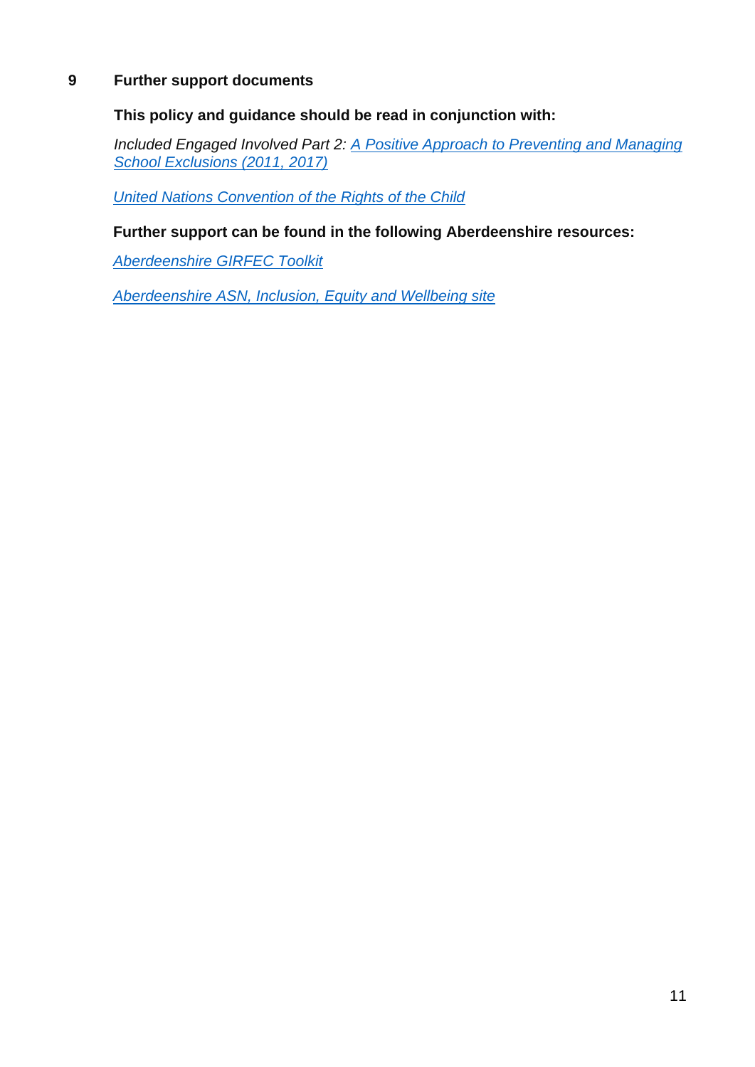## 9 Further support documents

**This policy and guidance should be read in conjunction with:**

*Included Engaged Involved Part 2: A Positive Approach to Preventing and Managing School Exclusions (2011, 2017)*

*United Nations Convention of the Rights of the Child*

**Further support can be found in the following Aberdeenshire resources:**

*Aberdeenshire GIRFEC Toolkit*

*Aberdeenshire ASN, Inclusion, Equity and Wellbeing site*